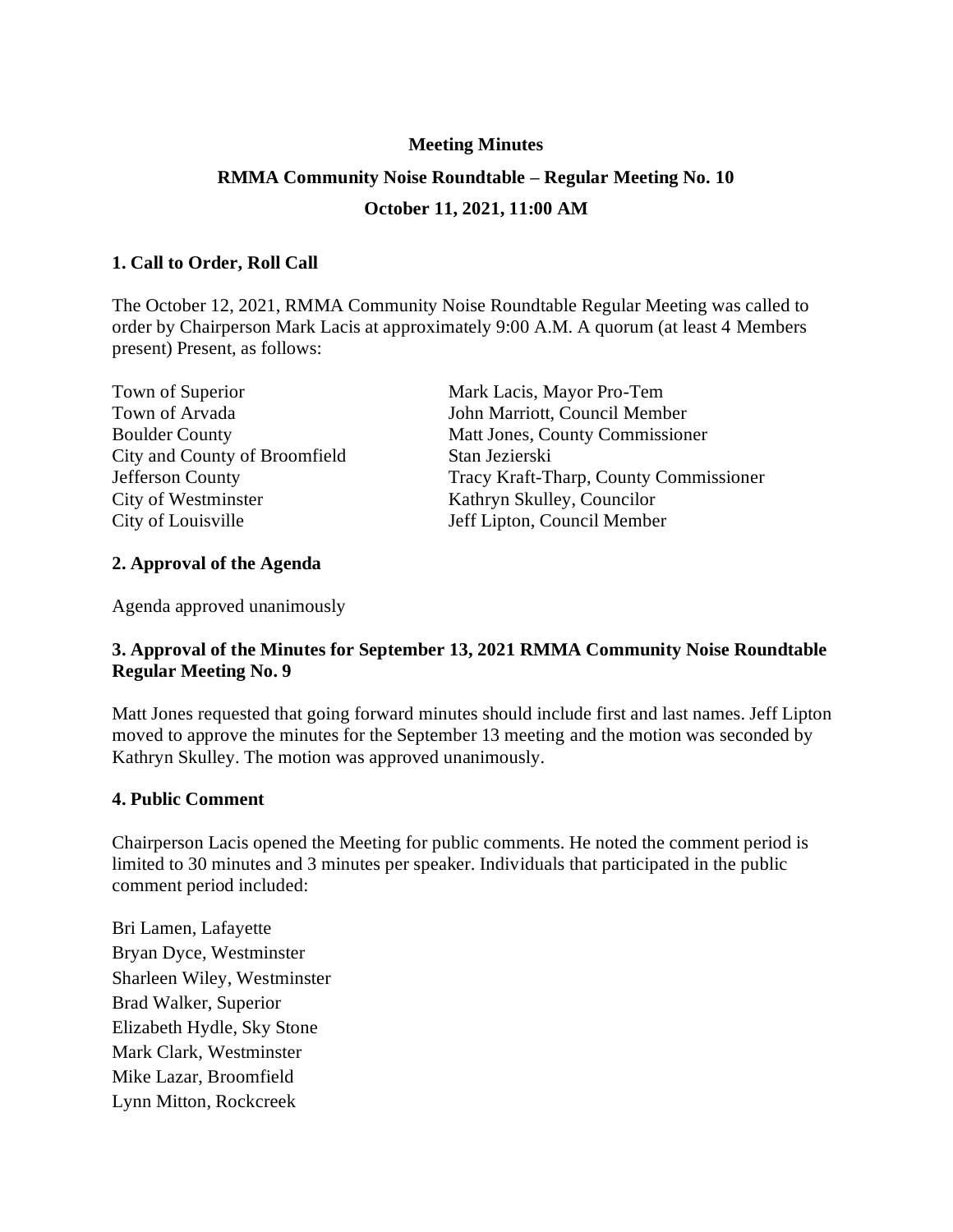**Meeting Minutes**

**RMMA Community Noise Roundtable – Regular Meeting No. 10**

**October 11, 2021, 11:00 AM**

## 1. Call to Order, Roll Call

The October 12, 2021, RMMA Community Noise Roundtable Regular Meeting was called to order by Chairperson Mark Lacis at approximately 9:00 A.M. A quorum (at least 4 Members present) Present, as follows:

| | |
|---|---|
| Town of Superior | Mark Lacis, Mayor Pro-Tem |
| Town of Arvada | John Marriott, Council Member |
| Boulder County | Matt Jones, County Commissioner |
| City and County of Broomfield | Stan Jezierski |
| Jefferson County | Tracy Kraft-Tharp, County Commissioner |
| City of Westminster | Kathryn Skulley, Councilor |
| City of Louisville | Jeff Lipton, Council Member |

## 2. Approval of the Agenda

Agenda approved unanimously

## 3. Approval of the Minutes for September 13, 2021 RMMA Community Noise Roundtable Regular Meeting No. 9

Matt Jones requested that going forward minutes should include first and last names. Jeff Lipton moved to approve the minutes for the September 13 meeting and the motion was seconded by Kathryn Skulley. The motion was approved unanimously.

## 4. Public Comment

Chairperson Lacis opened the Meeting for public comments. He noted the comment period is limited to 30 minutes and 3 minutes per speaker. Individuals that participated in the public comment period included:

Bri Lamen, Lafayette  
Bryan Dyce, Westminster  
Sharleen Wiley, Westminster  
Brad Walker, Superior  
Elizabeth Hydle, Sky Stone  
Mark Clark, Westminster  
Mike Lazar, Broomfield  
Lynn Mitton, Rockcreek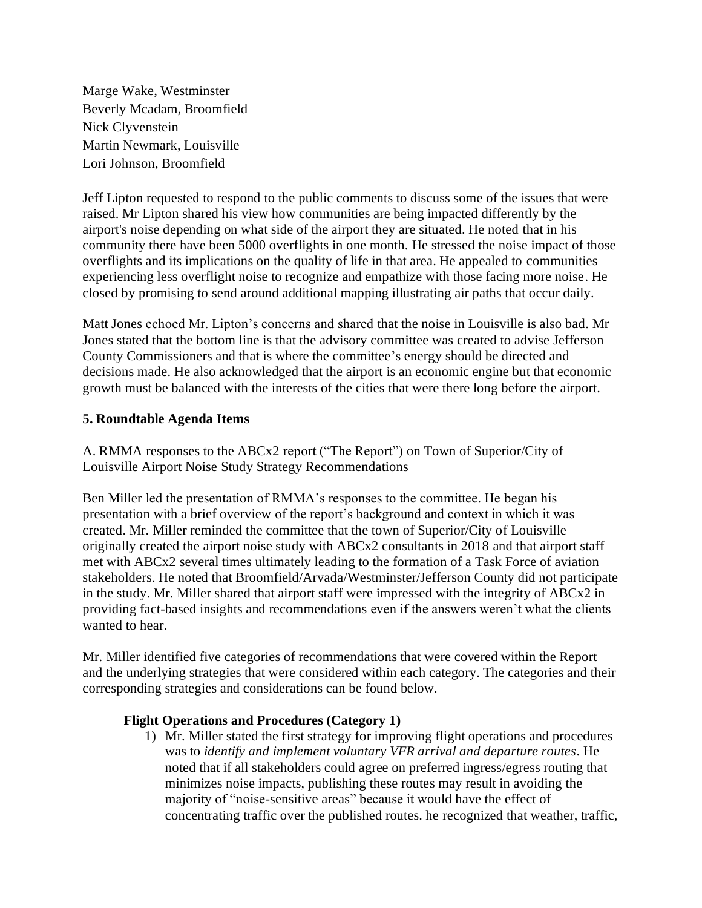Marge Wake, Westminster
Beverly Mcadam, Broomfield
Nick Clyvenstein
Martin Newmark, Louisville
Lori Johnson, Broomfield

Jeff Lipton requested to respond to the public comments to discuss some of the issues that were raised. Mr Lipton shared his view how communities are being impacted differently by the airport's noise depending on what side of the airport they are situated. He noted that in his community there have been 5000 overflights in one month. He stressed the noise impact of those overflights and its implications on the quality of life in that area. He appealed to communities experiencing less overflight noise to recognize and empathize with those facing more noise. He closed by promising to send around additional mapping illustrating air paths that occur daily.

Matt Jones echoed Mr. Lipton's concerns and shared that the noise in Louisville is also bad. Mr Jones stated that the bottom line is that the advisory committee was created to advise Jefferson County Commissioners and that is where the committee's energy should be directed and decisions made. He also acknowledged that the airport is an economic engine but that economic growth must be balanced with the interests of the cities that were there long before the airport.

## 5. Roundtable Agenda Items

A. RMMA responses to the ABCx2 report ("The Report") on Town of Superior/City of Louisville Airport Noise Study Strategy Recommendations

Ben Miller led the presentation of RMMA's responses to the committee. He began his presentation with a brief overview of the report's background and context in which it was created. Mr. Miller reminded the committee that the town of Superior/City of Louisville originally created the airport noise study with ABCx2 consultants in 2018 and that airport staff met with ABCx2 several times ultimately leading to the formation of a Task Force of aviation stakeholders. He noted that Broomfield/Arvada/Westminster/Jefferson County did not participate in the study. Mr. Miller shared that airport staff were impressed with the integrity of ABCx2 in providing fact-based insights and recommendations even if the answers weren't what the clients wanted to hear.

Mr. Miller identified five categories of recommendations that were covered within the Report and the underlying strategies that were considered within each category. The categories and their corresponding strategies and considerations can be found below.

### Flight Operations and Procedures (Category 1)

1) Mr. Miller stated the first strategy for improving flight operations and procedures was to ***identify and implement voluntary VFR arrival and departure routes***. He noted that if all stakeholders could agree on preferred ingress/egress routing that minimizes noise impacts, publishing these routes may result in avoiding the majority of "noise-sensitive areas" because it would have the effect of concentrating traffic over the published routes. he recognized that weather, traffic,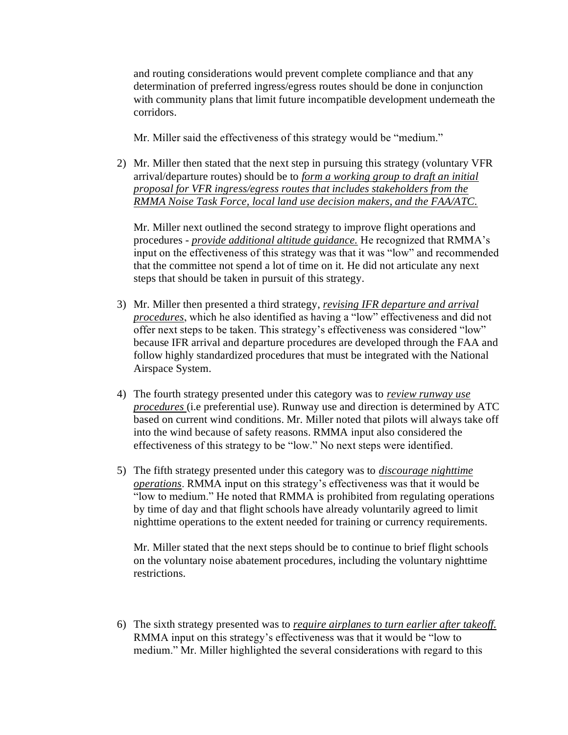and routing considerations would prevent complete compliance and that any determination of preferred ingress/egress routes should be done in conjunction with community plans that limit future incompatible development underneath the corridors.

Mr. Miller said the effectiveness of this strategy would be "medium."

2) Mr. Miller then stated that the next step in pursuing this strategy (voluntary VFR arrival/departure routes) should be to *form a working group to draft an initial proposal for VFR ingress/egress routes that includes stakeholders from the RMMA Noise Task Force, local land use decision makers, and the FAA/ATC.*

   Mr. Miller next outlined the second strategy to improve flight operations and procedures - *provide additional altitude guidance.* He recognized that RMMA's input on the effectiveness of this strategy was that it was "low" and recommended that the committee not spend a lot of time on it. He did not articulate any next steps that should be taken in pursuit of this strategy.

3) Mr. Miller then presented a third strategy, *revising IFR departure and arrival procedures*, which he also identified as having a "low" effectiveness and did not offer next steps to be taken. This strategy's effectiveness was considered "low" because IFR arrival and departure procedures are developed through the FAA and follow highly standardized procedures that must be integrated with the National Airspace System.

4) The fourth strategy presented under this category was to *review runway use procedures* (i.e preferential use). Runway use and direction is determined by ATC based on current wind conditions. Mr. Miller noted that pilots will always take off into the wind because of safety reasons. RMMA input also considered the effectiveness of this strategy to be "low." No next steps were identified.

5) The fifth strategy presented under this category was to *discourage nighttime operations*. RMMA input on this strategy's effectiveness was that it would be "low to medium." He noted that RMMA is prohibited from regulating operations by time of day and that flight schools have already voluntarily agreed to limit nighttime operations to the extent needed for training or currency requirements.

   Mr. Miller stated that the next steps should be to continue to brief flight schools on the voluntary noise abatement procedures, including the voluntary nighttime restrictions.

6) The sixth strategy presented was to *require airplanes to turn earlier after takeoff.* RMMA input on this strategy's effectiveness was that it would be "low to medium." Mr. Miller highlighted the several considerations with regard to this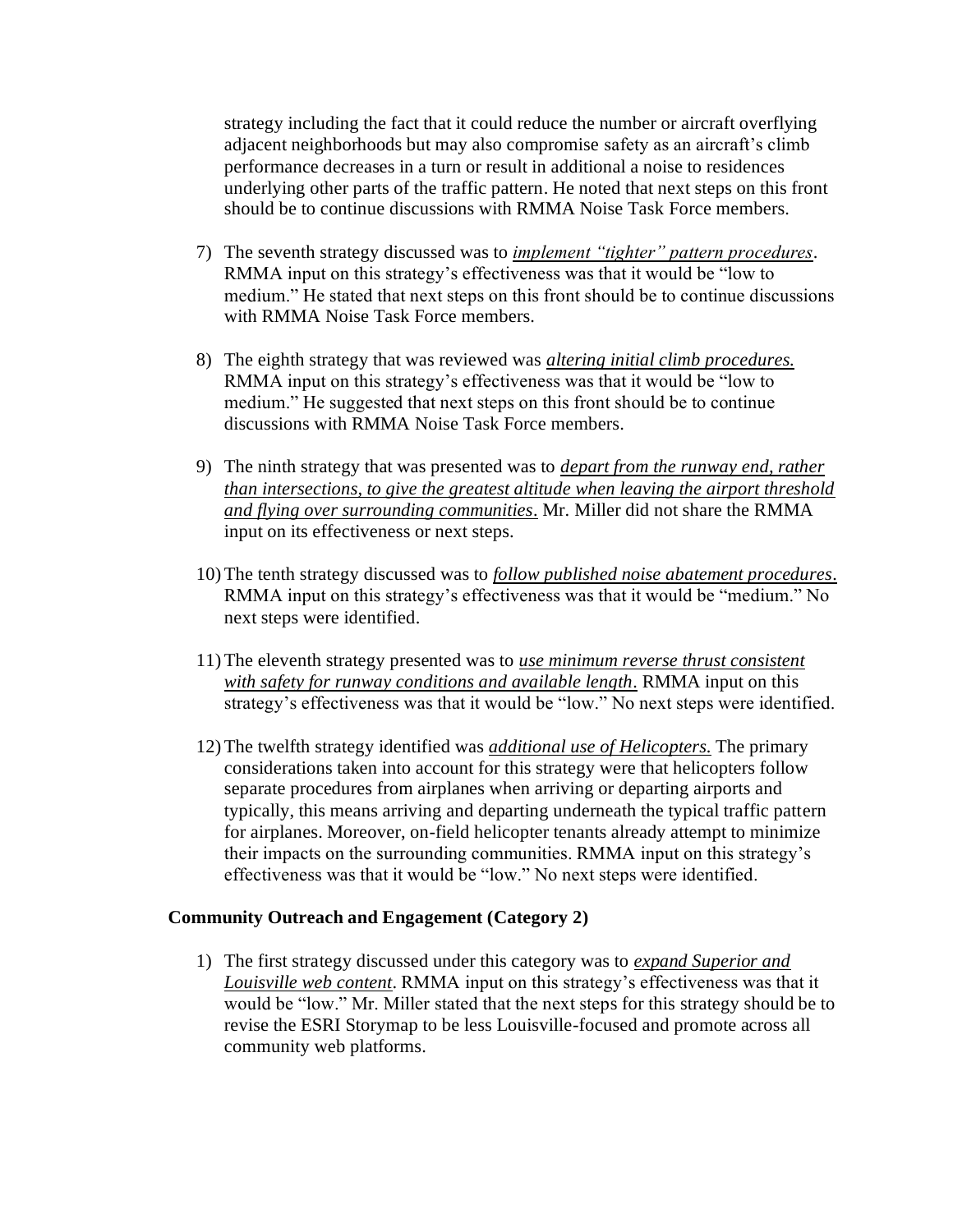strategy including the fact that it could reduce the number or aircraft overflying adjacent neighborhoods but may also compromise safety as an aircraft's climb performance decreases in a turn or result in additional a noise to residences underlying other parts of the traffic pattern. He noted that next steps on this front should be to continue discussions with RMMA Noise Task Force members.

7) The seventh strategy discussed was to ***implement "tighter" pattern procedures***. RMMA input on this strategy's effectiveness was that it would be "low to medium." He stated that next steps on this front should be to continue discussions with RMMA Noise Task Force members.

8) The eighth strategy that was reviewed was ***altering initial climb procedures.*** RMMA input on this strategy's effectiveness was that it would be "low to medium." He suggested that next steps on this front should be to continue discussions with RMMA Noise Task Force members.

9) The ninth strategy that was presented was to ***depart from the runway end, rather than intersections, to give the greatest altitude when leaving the airport threshold and flying over surrounding communities***. Mr. Miller did not share the RMMA input on its effectiveness or next steps.

10) The tenth strategy discussed was to ***follow published noise abatement procedures***. RMMA input on this strategy's effectiveness was that it would be "medium." No next steps were identified.

11) The eleventh strategy presented was to ***use minimum reverse thrust consistent with safety for runway conditions and available length***. RMMA input on this strategy's effectiveness was that it would be "low." No next steps were identified.

12) The twelfth strategy identified was ***additional use of Helicopters.*** The primary considerations taken into account for this strategy were that helicopters follow separate procedures from airplanes when arriving or departing airports and typically, this means arriving and departing underneath the typical traffic pattern for airplanes. Moreover, on-field helicopter tenants already attempt to minimize their impacts on the surrounding communities. RMMA input on this strategy's effectiveness was that it would be "low." No next steps were identified.

**Community Outreach and Engagement (Category 2)**

1) The first strategy discussed under this category was to ***expand Superior and Louisville web content***. RMMA input on this strategy's effectiveness was that it would be "low." Mr. Miller stated that the next steps for this strategy should be to revise the ESRI Storymap to be less Louisville-focused and promote across all community web platforms.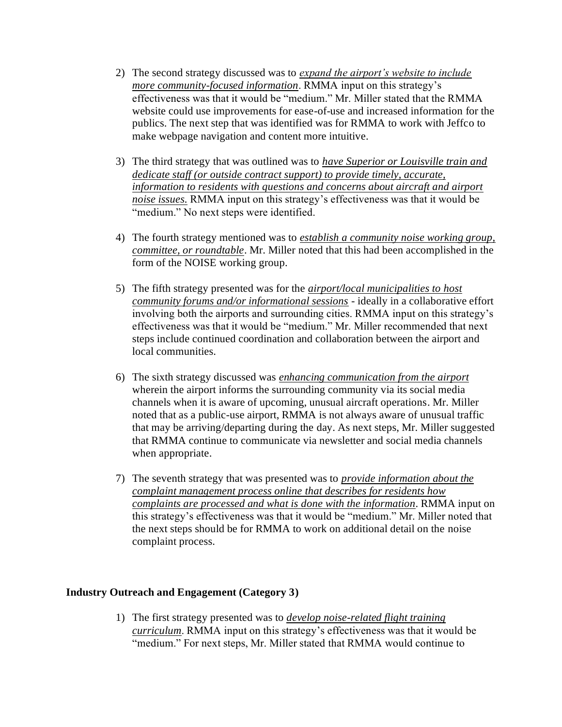2) The second strategy discussed was to ***expand the airport's website to include more community-focused information***. RMMA input on this strategy's effectiveness was that it would be "medium." Mr. Miller stated that the RMMA website could use improvements for ease-of-use and increased information for the publics. The next step that was identified was for RMMA to work with Jeffco to make webpage navigation and content more intuitive.

3) The third strategy that was outlined was to ***have Superior or Louisville train and dedicate staff (or outside contract support) to provide timely, accurate, information to residents with questions and concerns about aircraft and airport noise issues.*** RMMA input on this strategy's effectiveness was that it would be "medium." No next steps were identified.

4) The fourth strategy mentioned was to ***establish a community noise working group, committee, or roundtable***. Mr. Miller noted that this had been accomplished in the form of the NOISE working group.

5) The fifth strategy presented was for the ***airport/local municipalities to host community forums and/or informational sessions*** - ideally in a collaborative effort involving both the airports and surrounding cities. RMMA input on this strategy's effectiveness was that it would be "medium." Mr. Miller recommended that next steps include continued coordination and collaboration between the airport and local communities.

6) The sixth strategy discussed was ***enhancing communication from the airport*** wherein the airport informs the surrounding community via its social media channels when it is aware of upcoming, unusual aircraft operations. Mr. Miller noted that as a public-use airport, RMMA is not always aware of unusual traffic that may be arriving/departing during the day. As next steps, Mr. Miller suggested that RMMA continue to communicate via newsletter and social media channels when appropriate.

7) The seventh strategy that was presented was to ***provide information about the complaint management process online that describes for residents how complaints are processed and what is done with the information***. RMMA input on this strategy's effectiveness was that it would be "medium." Mr. Miller noted that the next steps should be for RMMA to work on additional detail on the noise complaint process.

**Industry Outreach and Engagement (Category 3)**

1) The first strategy presented was to ***develop noise-related flight training curriculum***. RMMA input on this strategy's effectiveness was that it would be "medium." For next steps, Mr. Miller stated that RMMA would continue to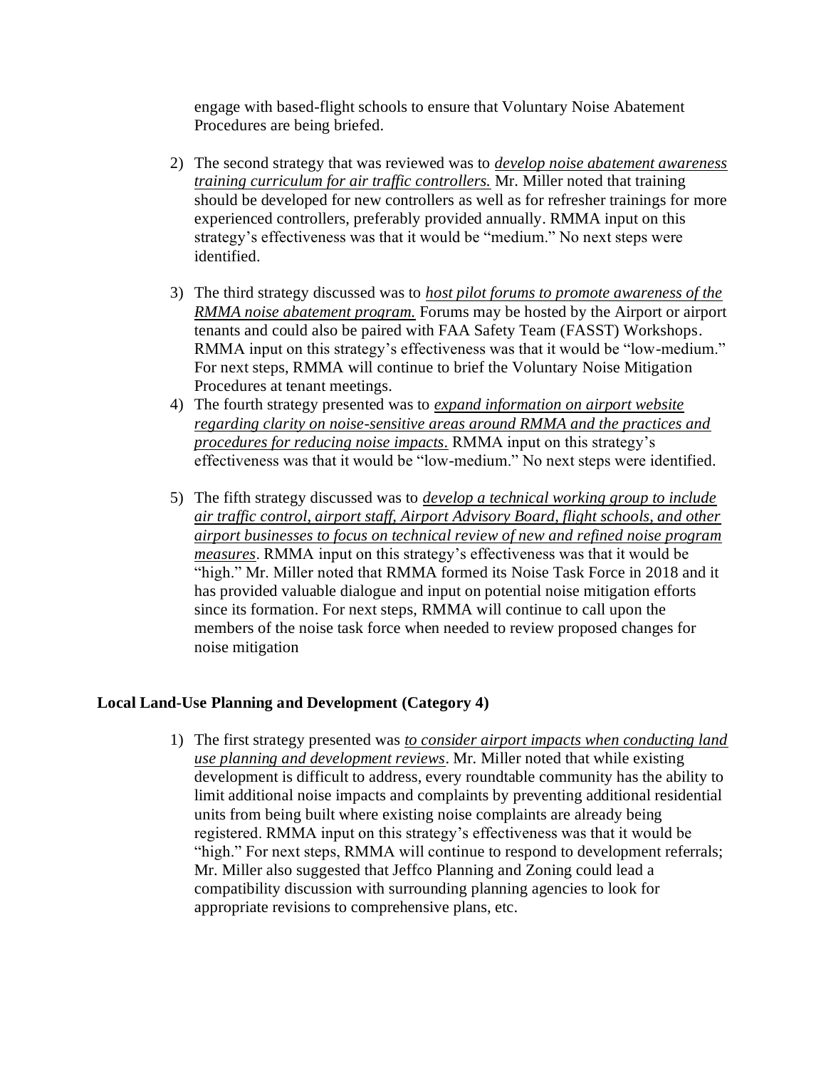engage with based-flight schools to ensure that Voluntary Noise Abatement Procedures are being briefed.

2) The second strategy that was reviewed was to *develop noise abatement awareness training curriculum for air traffic controllers.* Mr. Miller noted that training should be developed for new controllers as well as for refresher trainings for more experienced controllers, preferably provided annually. RMMA input on this strategy's effectiveness was that it would be "medium." No next steps were identified.

3) The third strategy discussed was to *host pilot forums to promote awareness of the RMMA noise abatement program.* Forums may be hosted by the Airport or airport tenants and could also be paired with FAA Safety Team (FASST) Workshops. RMMA input on this strategy's effectiveness was that it would be "low-medium." For next steps, RMMA will continue to brief the Voluntary Noise Mitigation Procedures at tenant meetings.

4) The fourth strategy presented was to *expand information on airport website regarding clarity on noise-sensitive areas around RMMA and the practices and procedures for reducing noise impacts.* RMMA input on this strategy's effectiveness was that it would be "low-medium." No next steps were identified.

5) The fifth strategy discussed was to *develop a technical working group to include air traffic control, airport staff, Airport Advisory Board, flight schools, and other airport businesses to focus on technical review of new and refined noise program measures.* RMMA input on this strategy's effectiveness was that it would be "high." Mr. Miller noted that RMMA formed its Noise Task Force in 2018 and it has provided valuable dialogue and input on potential noise mitigation efforts since its formation. For next steps, RMMA will continue to call upon the members of the noise task force when needed to review proposed changes for noise mitigation

**Local Land-Use Planning and Development (Category 4)**

1) The first strategy presented was *to consider airport impacts when conducting land use planning and development reviews.* Mr. Miller noted that while existing development is difficult to address, every roundtable community has the ability to limit additional noise impacts and complaints by preventing additional residential units from being built where existing noise complaints are already being registered. RMMA input on this strategy's effectiveness was that it would be "high." For next steps, RMMA will continue to respond to development referrals; Mr. Miller also suggested that Jeffco Planning and Zoning could lead a compatibility discussion with surrounding planning agencies to look for appropriate revisions to comprehensive plans, etc.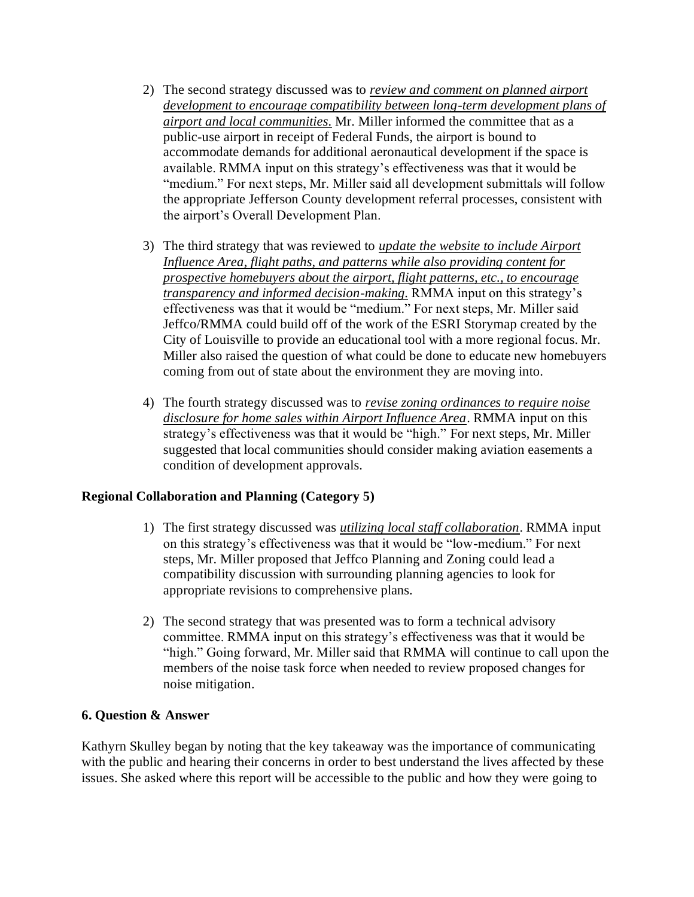2) The second strategy discussed was to *review and comment on planned airport development to encourage compatibility between long-term development plans of airport and local communities.* Mr. Miller informed the committee that as a public-use airport in receipt of Federal Funds, the airport is bound to accommodate demands for additional aeronautical development if the space is available. RMMA input on this strategy's effectiveness was that it would be "medium." For next steps, Mr. Miller said all development submittals will follow the appropriate Jefferson County development referral processes, consistent with the airport's Overall Development Plan.

3) The third strategy that was reviewed to *update the website to include Airport Influence Area, flight paths, and patterns while also providing content for prospective homebuyers about the airport, flight patterns, etc., to encourage transparency and informed decision-making.* RMMA input on this strategy's effectiveness was that it would be "medium." For next steps, Mr. Miller said Jeffco/RMMA could build off of the work of the ESRI Storymap created by the City of Louisville to provide an educational tool with a more regional focus. Mr. Miller also raised the question of what could be done to educate new homebuyers coming from out of state about the environment they are moving into.

4) The fourth strategy discussed was to *revise zoning ordinances to require noise disclosure for home sales within Airport Influence Area*. RMMA input on this strategy's effectiveness was that it would be "high." For next steps, Mr. Miller suggested that local communities should consider making aviation easements a condition of development approvals.

**Regional Collaboration and Planning (Category 5)**

1) The first strategy discussed was *utilizing local staff collaboration*. RMMA input on this strategy's effectiveness was that it would be "low-medium." For next steps, Mr. Miller proposed that Jeffco Planning and Zoning could lead a compatibility discussion with surrounding planning agencies to look for appropriate revisions to comprehensive plans.

2) The second strategy that was presented was to form a technical advisory committee. RMMA input on this strategy's effectiveness was that it would be "high." Going forward, Mr. Miller said that RMMA will continue to call upon the members of the noise task force when needed to review proposed changes for noise mitigation.

**6. Question & Answer**

Kathyrn Skulley began by noting that the key takeaway was the importance of communicating with the public and hearing their concerns in order to best understand the lives affected by these issues. She asked where this report will be accessible to the public and how they were going to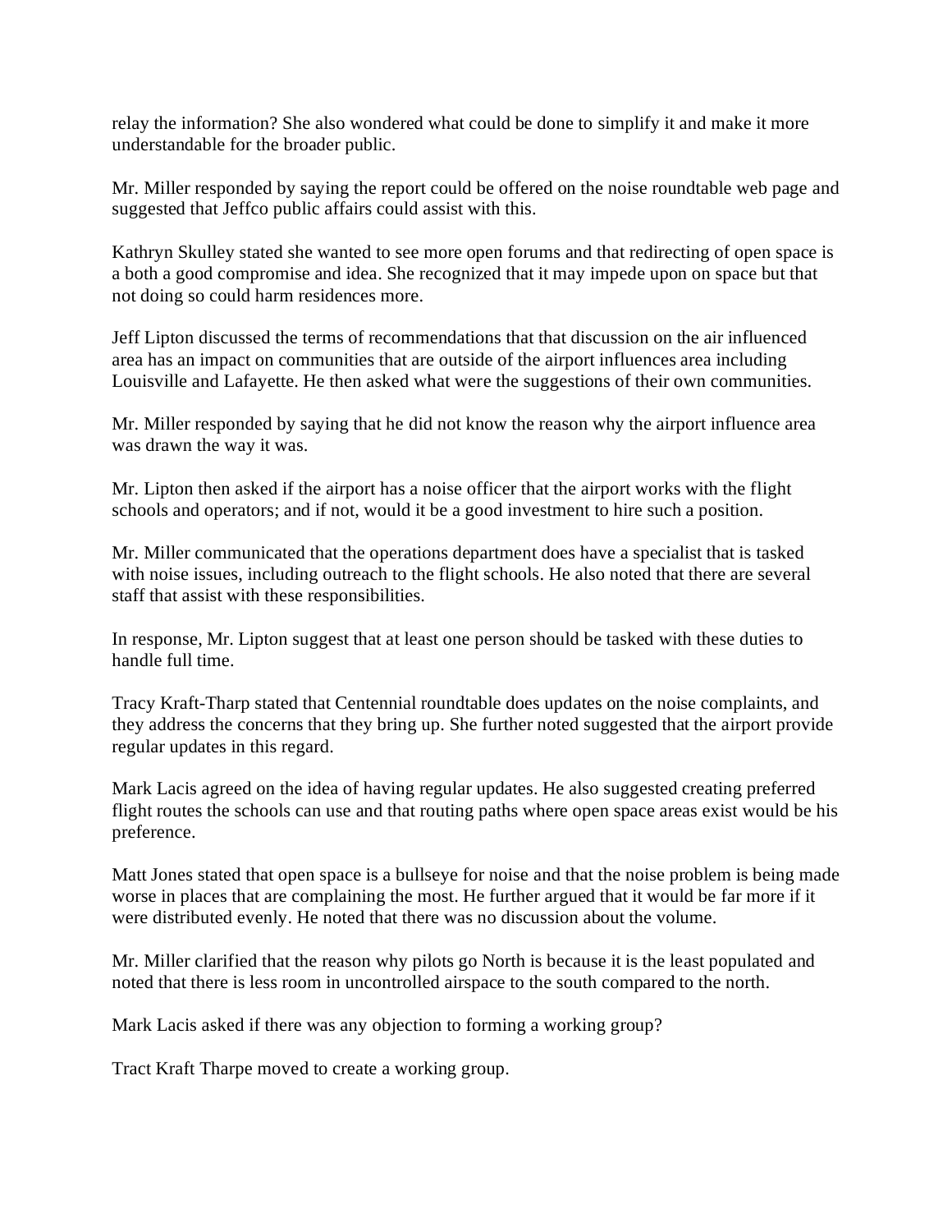relay the information? She also wondered what could be done to simplify it and make it more understandable for the broader public.

Mr. Miller responded by saying the report could be offered on the noise roundtable web page and suggested that Jeffco public affairs could assist with this.

Kathryn Skulley stated she wanted to see more open forums and that redirecting of open space is a both a good compromise and idea. She recognized that it may impede upon on space but that not doing so could harm residences more.

Jeff Lipton discussed the terms of recommendations that that discussion on the air influenced area has an impact on communities that are outside of the airport influences area including Louisville and Lafayette. He then asked what were the suggestions of their own communities.

Mr. Miller responded by saying that he did not know the reason why the airport influence area was drawn the way it was.

Mr. Lipton then asked if the airport has a noise officer that the airport works with the flight schools and operators; and if not, would it be a good investment to hire such a position.

Mr. Miller communicated that the operations department does have a specialist that is tasked with noise issues, including outreach to the flight schools. He also noted that there are several staff that assist with these responsibilities.

In response, Mr. Lipton suggest that at least one person should be tasked with these duties to handle full time.

Tracy Kraft-Tharp stated that Centennial roundtable does updates on the noise complaints, and they address the concerns that they bring up. She further noted suggested that the airport provide regular updates in this regard.

Mark Lacis agreed on the idea of having regular updates. He also suggested creating preferred flight routes the schools can use and that routing paths where open space areas exist would be his preference.

Matt Jones stated that open space is a bullseye for noise and that the noise problem is being made worse in places that are complaining the most. He further argued that it would be far more if it were distributed evenly. He noted that there was no discussion about the volume.

Mr. Miller clarified that the reason why pilots go North is because it is the least populated and noted that there is less room in uncontrolled airspace to the south compared to the north.

Mark Lacis asked if there was any objection to forming a working group?

Tract Kraft Tharpe moved to create a working group.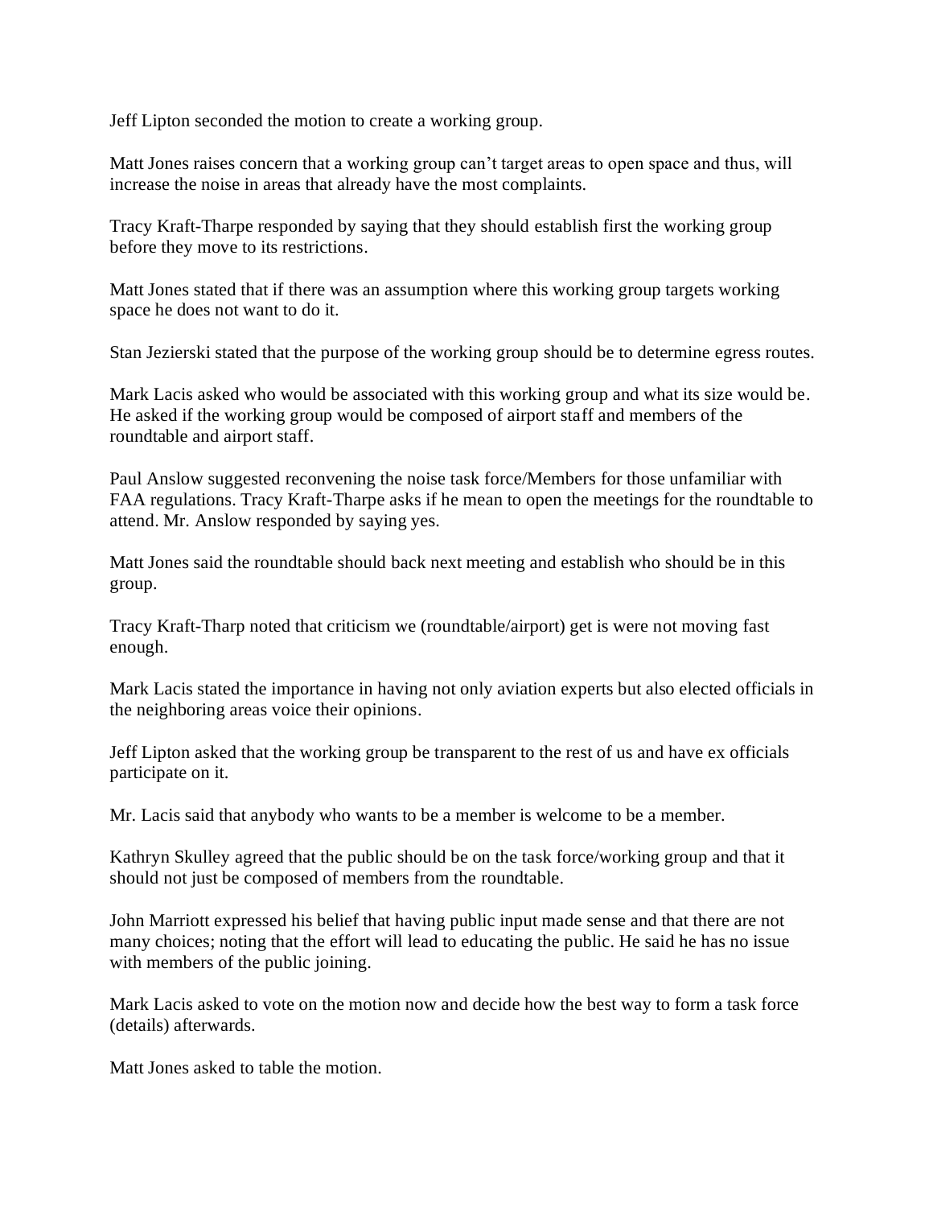Jeff Lipton seconded the motion to create a working group.

Matt Jones raises concern that a working group can't target areas to open space and thus, will increase the noise in areas that already have the most complaints.

Tracy Kraft-Tharpe responded by saying that they should establish first the working group before they move to its restrictions.

Matt Jones stated that if there was an assumption where this working group targets working space he does not want to do it.

Stan Jezierski stated that the purpose of the working group should be to determine egress routes.

Mark Lacis asked who would be associated with this working group and what its size would be. He asked if the working group would be composed of airport staff and members of the roundtable and airport staff.

Paul Anslow suggested reconvening the noise task force/Members for those unfamiliar with FAA regulations. Tracy Kraft-Tharpe asks if he mean to open the meetings for the roundtable to attend. Mr. Anslow responded by saying yes.

Matt Jones said the roundtable should back next meeting and establish who should be in this group.

Tracy Kraft-Tharp noted that criticism we (roundtable/airport) get is were not moving fast enough.

Mark Lacis stated the importance in having not only aviation experts but also elected officials in the neighboring areas voice their opinions.

Jeff Lipton asked that the working group be transparent to the rest of us and have ex officials participate on it.

Mr. Lacis said that anybody who wants to be a member is welcome to be a member.

Kathryn Skulley agreed that the public should be on the task force/working group and that it should not just be composed of members from the roundtable.

John Marriott expressed his belief that having public input made sense and that there are not many choices; noting that the effort will lead to educating the public. He said he has no issue with members of the public joining.

Mark Lacis asked to vote on the motion now and decide how the best way to form a task force (details) afterwards.

Matt Jones asked to table the motion.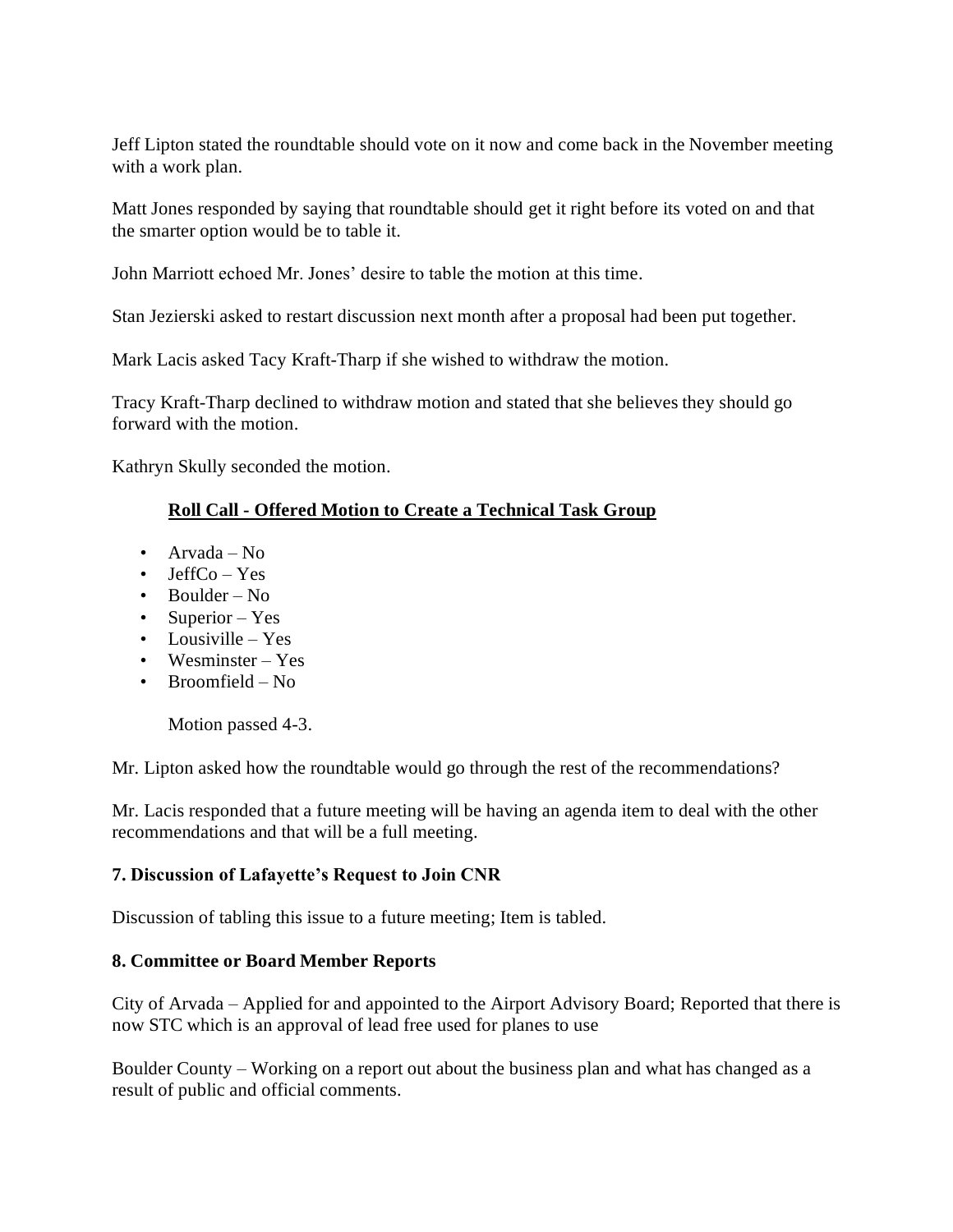Jeff Lipton stated the roundtable should vote on it now and come back in the November meeting with a work plan.

Matt Jones responded by saying that roundtable should get it right before its voted on and that the smarter option would be to table it.

John Marriott echoed Mr. Jones' desire to table the motion at this time.

Stan Jezierski asked to restart discussion next month after a proposal had been put together.

Mark Lacis asked Tacy Kraft-Tharp if she wished to withdraw the motion.

Tracy Kraft-Tharp declined to withdraw motion and stated that she believes they should go forward with the motion.

Kathryn Skully seconded the motion.

**Roll Call - Offered Motion to Create a Technical Task Group**

- Arvada – No
- JeffCo – Yes
- Boulder – No
- Superior – Yes
- Lousiville – Yes
- Wesminster – Yes
- Broomfield – No

Motion passed 4-3.

Mr. Lipton asked how the roundtable would go through the rest of the recommendations?

Mr. Lacis responded that a future meeting will be having an agenda item to deal with the other recommendations and that will be a full meeting.

**7. Discussion of Lafayette's Request to Join CNR**

Discussion of tabling this issue to a future meeting; Item is tabled.

**8. Committee or Board Member Reports**

City of Arvada – Applied for and appointed to the Airport Advisory Board; Reported that there is now STC which is an approval of lead free used for planes to use

Boulder County – Working on a report out about the business plan and what has changed as a result of public and official comments.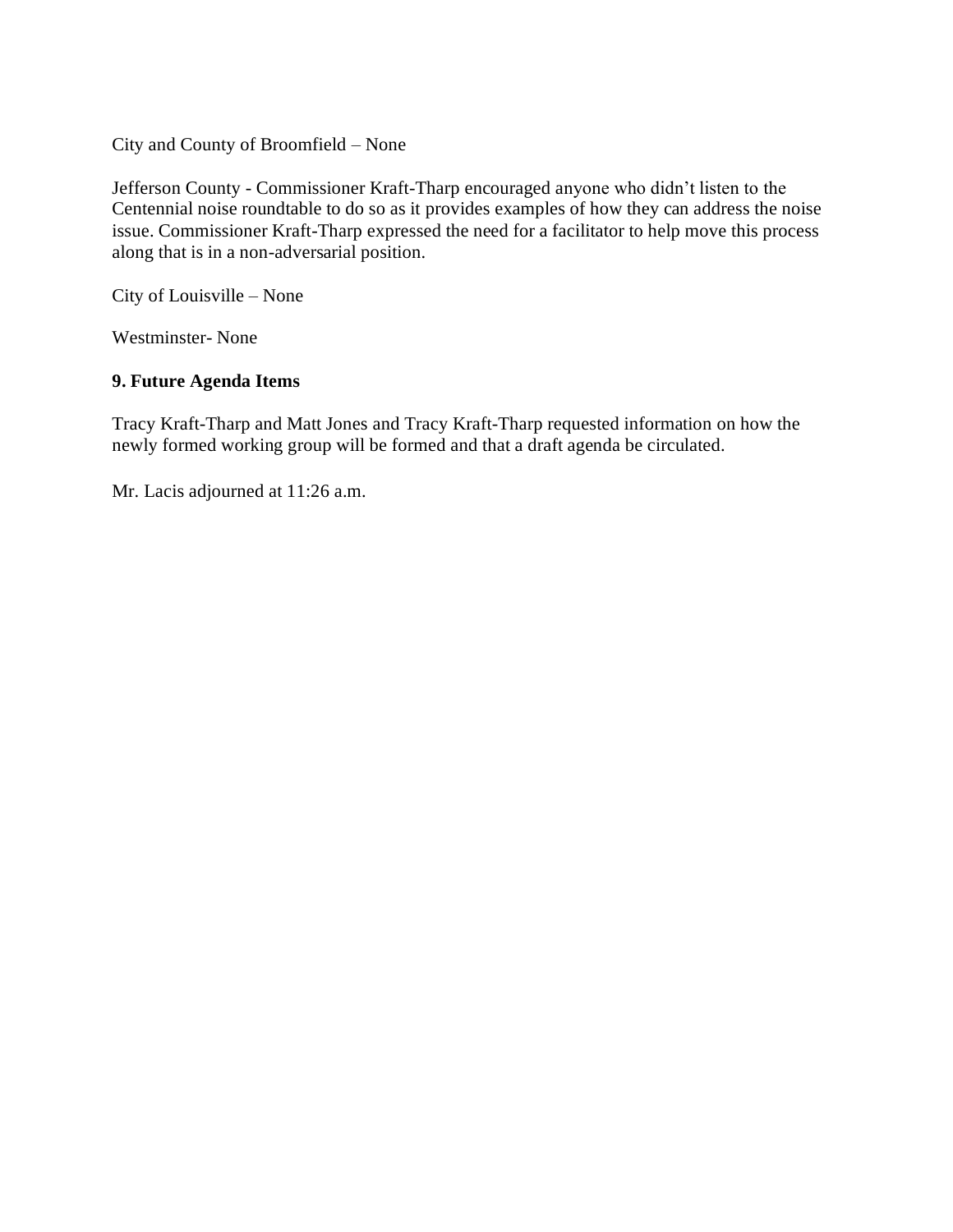City and County of Broomfield – None

Jefferson County - Commissioner Kraft-Tharp encouraged anyone who didn't listen to the Centennial noise roundtable to do so as it provides examples of how they can address the noise issue. Commissioner Kraft-Tharp expressed the need for a facilitator to help move this process along that is in a non-adversarial position.

City of Louisville – None

Westminster- None

**9. Future Agenda Items**

Tracy Kraft-Tharp and Matt Jones and Tracy Kraft-Tharp requested information on how the newly formed working group will be formed and that a draft agenda be circulated.

Mr. Lacis adjourned at 11:26 a.m.